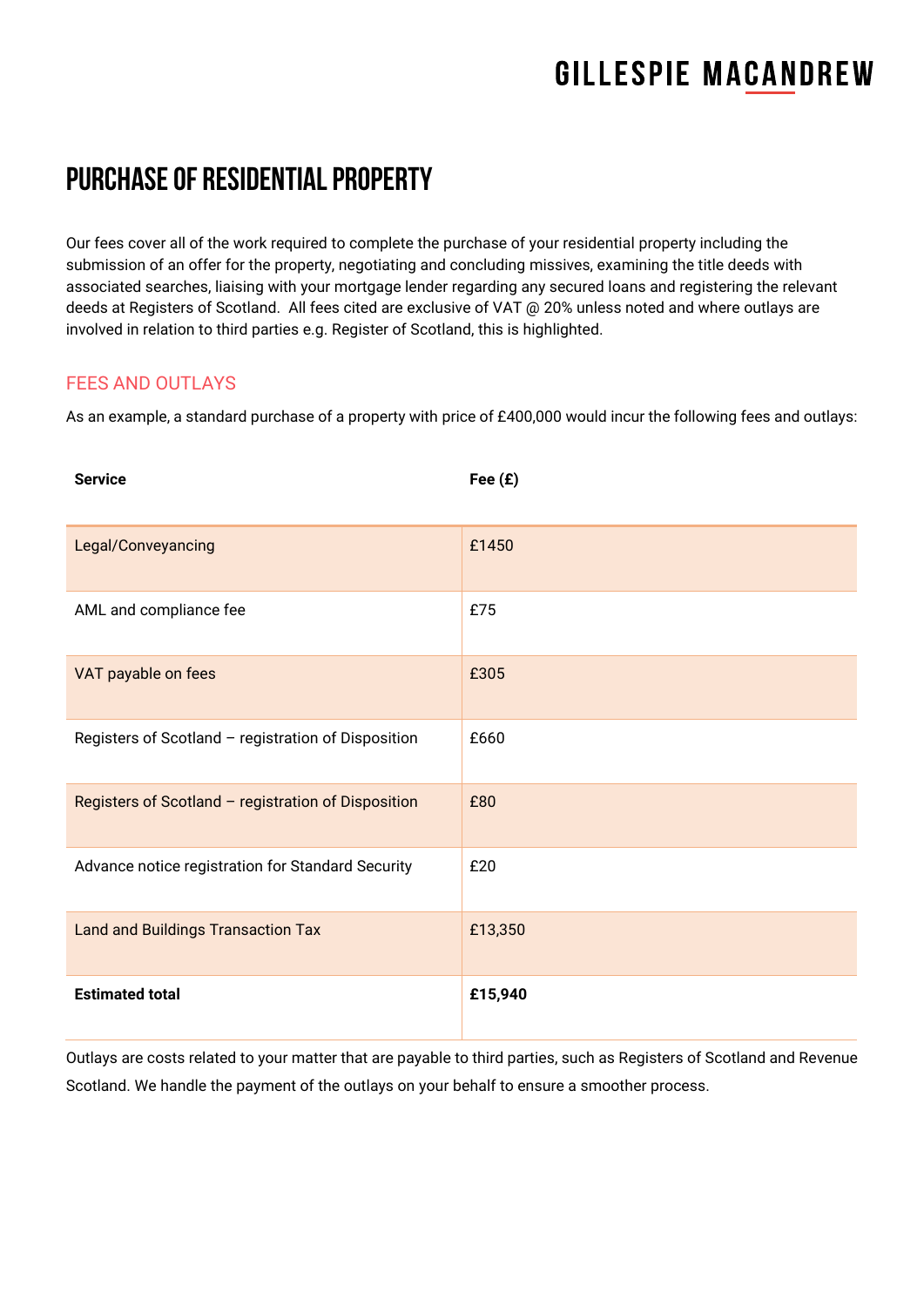# PURCHASE OF RESIDENTIAL PROPERTY

Our fees cover all of the work required to complete the purchase of your residential property including the submission of an offer for the property, negotiating and concluding missives, examining the title deeds with associated searches, liaising with your mortgage lender regarding any secured loans and registering the relevant deeds at Registers of Scotland. All fees cited are exclusive of VAT @ 20% unless noted and where outlays are involved in relation to third parties e.g. Register of Scotland, this is highlighted.

## FEES AND OUTLAYS

As an example, a standard purchase of a property with price of £400,000 would incur the following fees and outlays:

| Service | Fee (£) |
|---|---|
| Legal/Conveyancing | £1450 |
| AML and compliance fee | £75 |
| VAT payable on fees | £305 |
| Registers of Scotland – registration of Disposition | £660 |
| Registers of Scotland – registration of Disposition | £80 |
| Advance notice registration for Standard Security | £20 |
| Land and Buildings Transaction Tax | £13,350 |
| **Estimated total** | **£15,940** |

Outlays are costs related to your matter that are payable to third parties, such as Registers of Scotland and Revenue Scotland. We handle the payment of the outlays on your behalf to ensure a smoother process.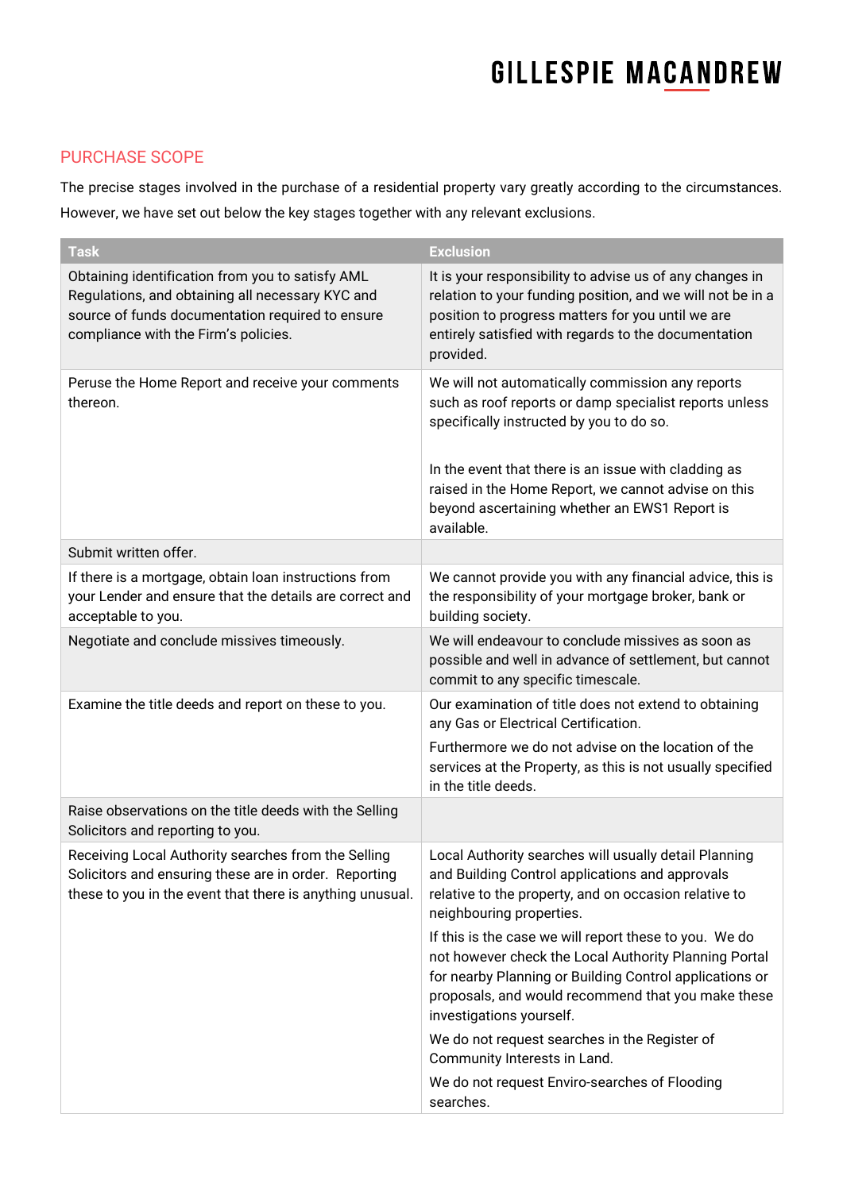## PURCHASE SCOPE

The precise stages involved in the purchase of a residential property vary greatly according to the circumstances. However, we have set out below the key stages together with any relevant exclusions.

| Task | Exclusion |
|---|---|
| Obtaining identification from you to satisfy AML Regulations, and obtaining all necessary KYC and source of funds documentation required to ensure compliance with the Firm's policies. | It is your responsibility to advise us of any changes in relation to your funding position, and we will not be in a position to progress matters for you until we are entirely satisfied with regards to the documentation provided. |
| Peruse the Home Report and receive your comments thereon. | We will not automatically commission any reports such as roof reports or damp specialist reports unless specifically instructed by you to do so.<br><br>In the event that there is an issue with cladding as raised in the Home Report, we cannot advise on this beyond ascertaining whether an EWS1 Report is available. |
| Submit written offer. | |
| If there is a mortgage, obtain loan instructions from your Lender and ensure that the details are correct and acceptable to you. | We cannot provide you with any financial advice, this is the responsibility of your mortgage broker, bank or building society. |
| Negotiate and conclude missives timeously. | We will endeavour to conclude missives as soon as possible and well in advance of settlement, but cannot commit to any specific timescale. |
| Examine the title deeds and report on these to you. | Our examination of title does not extend to obtaining any Gas or Electrical Certification.<br><br>Furthermore we do not advise on the location of the services at the Property, as this is not usually specified in the title deeds. |
| Raise observations on the title deeds with the Selling Solicitors and reporting to you. | |
| Receiving Local Authority searches from the Selling Solicitors and ensuring these are in order. Reporting these to you in the event that there is anything unusual. | Local Authority searches will usually detail Planning and Building Control applications and approvals relative to the property, and on occasion relative to neighbouring properties.<br><br>If this is the case we will report these to you. We do not however check the Local Authority Planning Portal for nearby Planning or Building Control applications or proposals, and would recommend that you make these investigations yourself.<br><br>We do not request searches in the Register of Community Interests in Land.<br><br>We do not request Enviro-searches of Flooding searches. |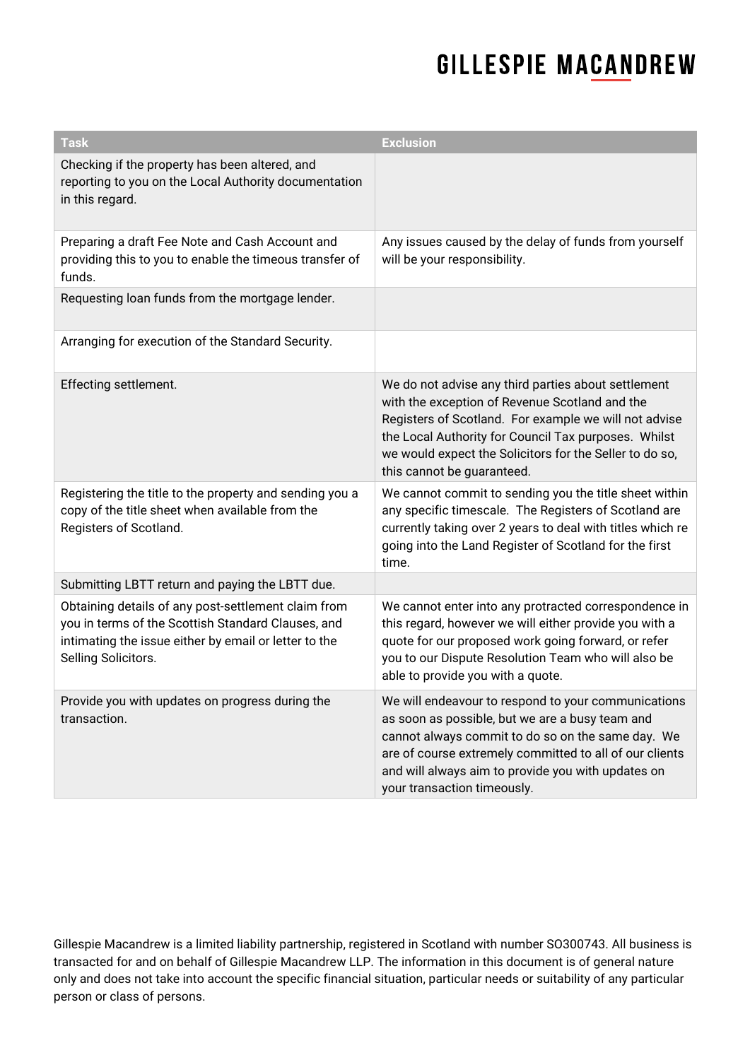| Task | Exclusion |
|---|---|
| Checking if the property has been altered, and reporting to you on the Local Authority documentation in this regard. | |
| Preparing a draft Fee Note and Cash Account and providing this to you to enable the timeous transfer of funds. | Any issues caused by the delay of funds from yourself will be your responsibility. |
| Requesting loan funds from the mortgage lender. | |
| Arranging for execution of the Standard Security. | |
| Effecting settlement. | We do not advise any third parties about settlement with the exception of Revenue Scotland and the Registers of Scotland. For example we will not advise the Local Authority for Council Tax purposes. Whilst we would expect the Solicitors for the Seller to do so, this cannot be guaranteed. |
| Registering the title to the property and sending you a copy of the title sheet when available from the Registers of Scotland. | We cannot commit to sending you the title sheet within any specific timescale. The Registers of Scotland are currently taking over 2 years to deal with titles which re going into the Land Register of Scotland for the first time. |
| Submitting LBTT return and paying the LBTT due. | |
| Obtaining details of any post-settlement claim from you in terms of the Scottish Standard Clauses, and intimating the issue either by email or letter to the Selling Solicitors. | We cannot enter into any protracted correspondence in this regard, however we will either provide you with a quote for our proposed work going forward, or refer you to our Dispute Resolution Team who will also be able to provide you with a quote. |
| Provide you with updates on progress during the transaction. | We will endeavour to respond to your communications as soon as possible, but we are a busy team and cannot always commit to do so on the same day. We are of course extremely committed to all of our clients and will always aim to provide you with updates on your transaction timeously. |

Gillespie Macandrew is a limited liability partnership, registered in Scotland with number SO300743. All business is transacted for and on behalf of Gillespie Macandrew LLP. The information in this document is of general nature only and does not take into account the specific financial situation, particular needs or suitability of any particular person or class of persons.